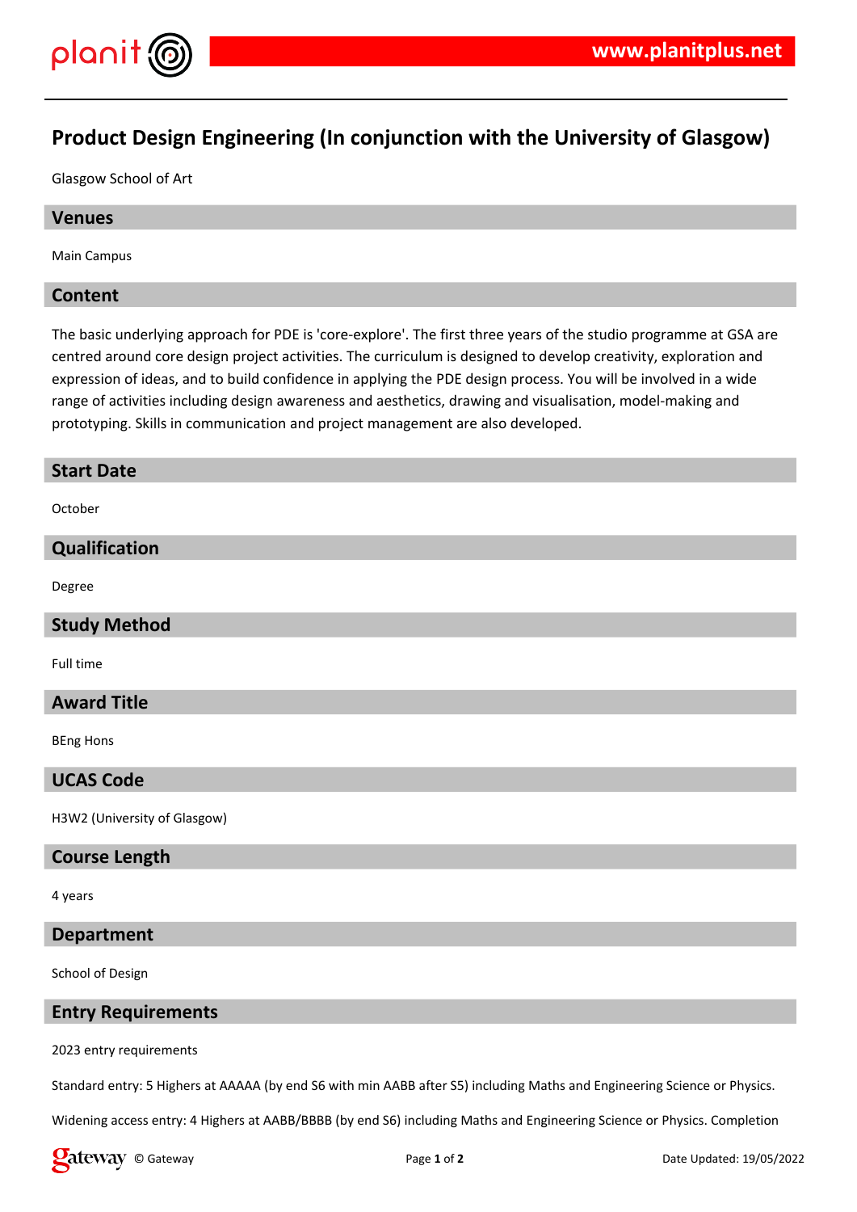# Product Design Engineering (In conjunction with the University of Glasgow)

Glasgow School of Art

## Venues

Main Campus

## Content

The basic underlying approach for PDE is 'core-explore'. The first three years of the studio programme at GSA are centred around core design project activities. The curriculum is designed to develop creativity, exploration and expression of ideas, and to build confidence in applying the PDE design process. You will be involved in a wide range of activities including design awareness and aesthetics, drawing and visualisation, model-making and prototyping. Skills in communication and project management are also developed.

## Start Date

October

## Qualification

Degree

## Study Method

Full time

## Award Title

BEng Hons

## UCAS Code

H3W2 (University of Glasgow)

## Course Length

4 years

## Department

School of Design

## Entry Requirements

2023 entry requirements

Standard entry: 5 Highers at AAAAA (by end S6 with min AABB after S5) including Maths and Engineering Science or Physics.

Widening access entry: 4 Highers at AABB/BBBB (by end S6) including Maths and Engineering Science or Physics. Completion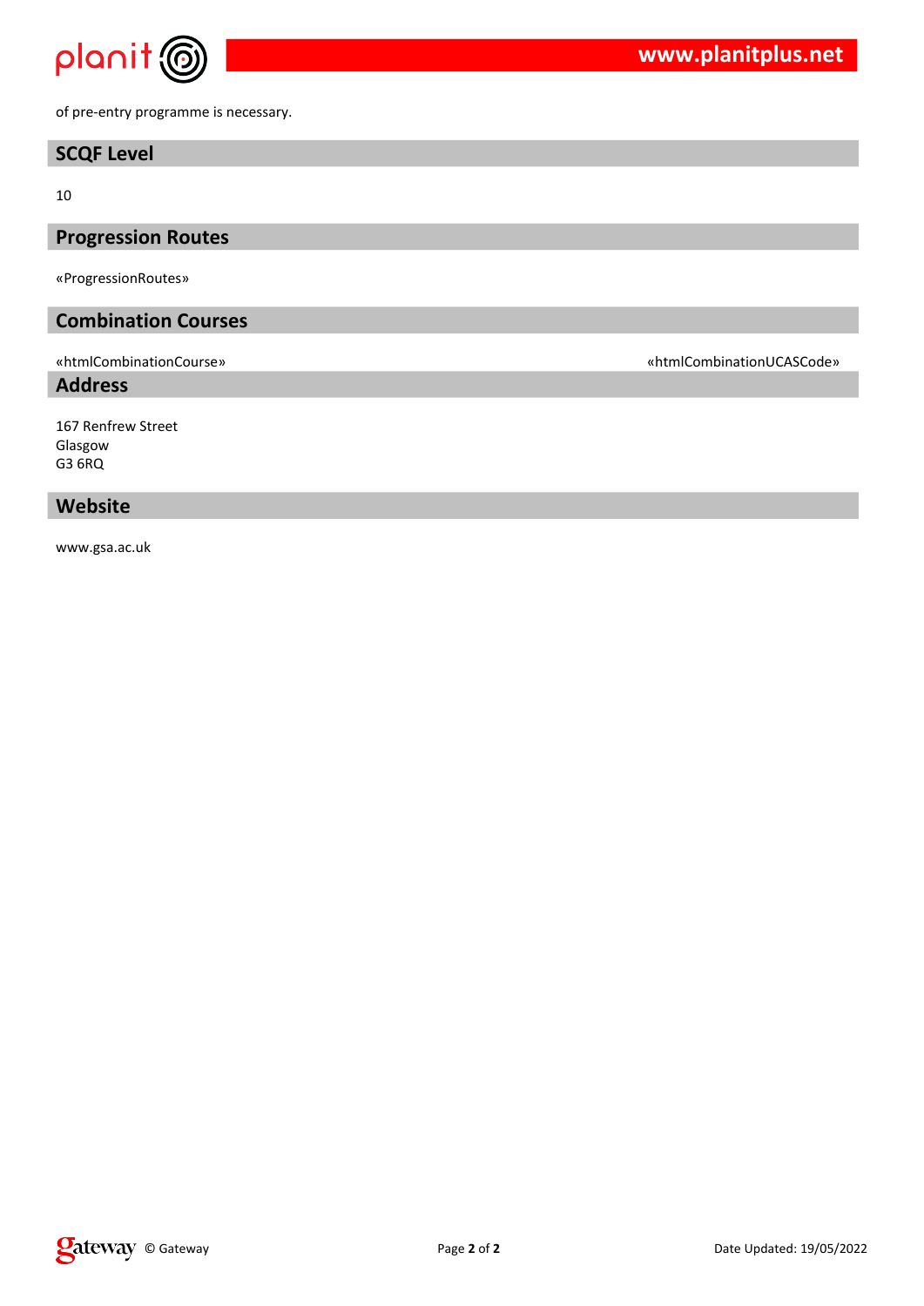of pre-entry programme is necessary.

## SCQF Level

10

## Progression Routes

«ProgressionRoutes»

## Combination Courses

«htmlCombinationCourse» «htmlCombinationUCASCode»

## Address

167 Renfrew Street
Glasgow
G3 6RQ

## Website

www.gsa.ac.uk

© Gateway

Date Updated: 19/05/2022